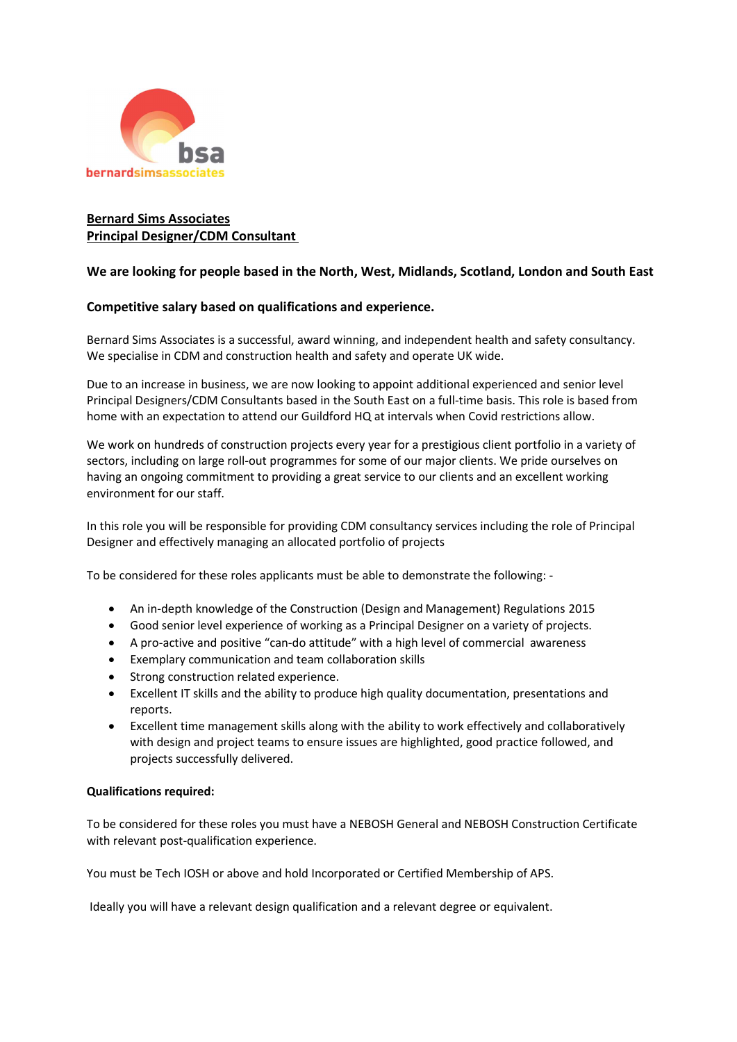**Bernard Sims Associates**
**Principal Designer/CDM Consultant**

**We are looking for people based in the North, West, Midlands, Scotland, London and South East**

**Competitive salary based on qualifications and experience.**

Bernard Sims Associates is a successful, award winning, and independent health and safety consultancy. We specialise in CDM and construction health and safety and operate UK wide.

Due to an increase in business, we are now looking to appoint additional experienced and senior level Principal Designers/CDM Consultants based in the South East on a full-time basis. This role is based from home with an expectation to attend our Guildford HQ at intervals when Covid restrictions allow.

We work on hundreds of construction projects every year for a prestigious client portfolio in a variety of sectors, including on large roll-out programmes for some of our major clients. We pride ourselves on having an ongoing commitment to providing a great service to our clients and an excellent working environment for our staff.

In this role you will be responsible for providing CDM consultancy services including the role of Principal Designer and effectively managing an allocated portfolio of projects

To be considered for these roles applicants must be able to demonstrate the following: -

- An in-depth knowledge of the Construction (Design and Management) Regulations 2015
- Good senior level experience of working as a Principal Designer on a variety of projects.
- A pro-active and positive "can-do attitude" with a high level of commercial awareness
- Exemplary communication and team collaboration skills
- Strong construction related experience.
- Excellent IT skills and the ability to produce high quality documentation, presentations and reports.
- Excellent time management skills along with the ability to work effectively and collaboratively with design and project teams to ensure issues are highlighted, good practice followed, and projects successfully delivered.

**Qualifications required:**

To be considered for these roles you must have a NEBOSH General and NEBOSH Construction Certificate with relevant post-qualification experience.

You must be Tech IOSH or above and hold Incorporated or Certified Membership of APS.

Ideally you will have a relevant design qualification and a relevant degree or equivalent.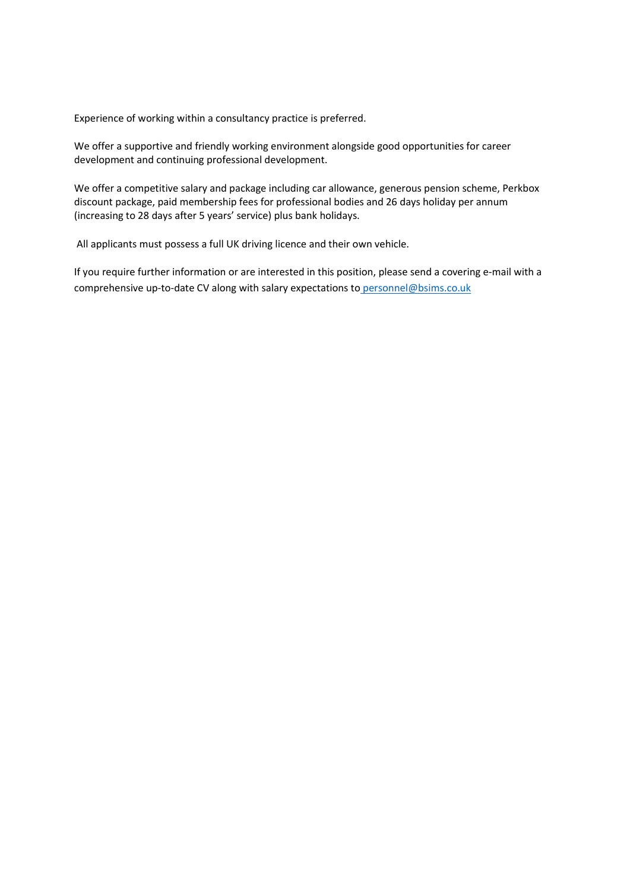Experience of working within a consultancy practice is preferred.

We offer a supportive and friendly working environment alongside good opportunities for career development and continuing professional development.

We offer a competitive salary and package including car allowance, generous pension scheme, Perkbox discount package, paid membership fees for professional bodies and 26 days holiday per annum (increasing to 28 days after 5 years' service) plus bank holidays.

All applicants must possess a full UK driving licence and their own vehicle.

If you require further information or are interested in this position, please send a covering e-mail with a comprehensive up-to-date CV along with salary expectations to personnel@bsims.co.uk